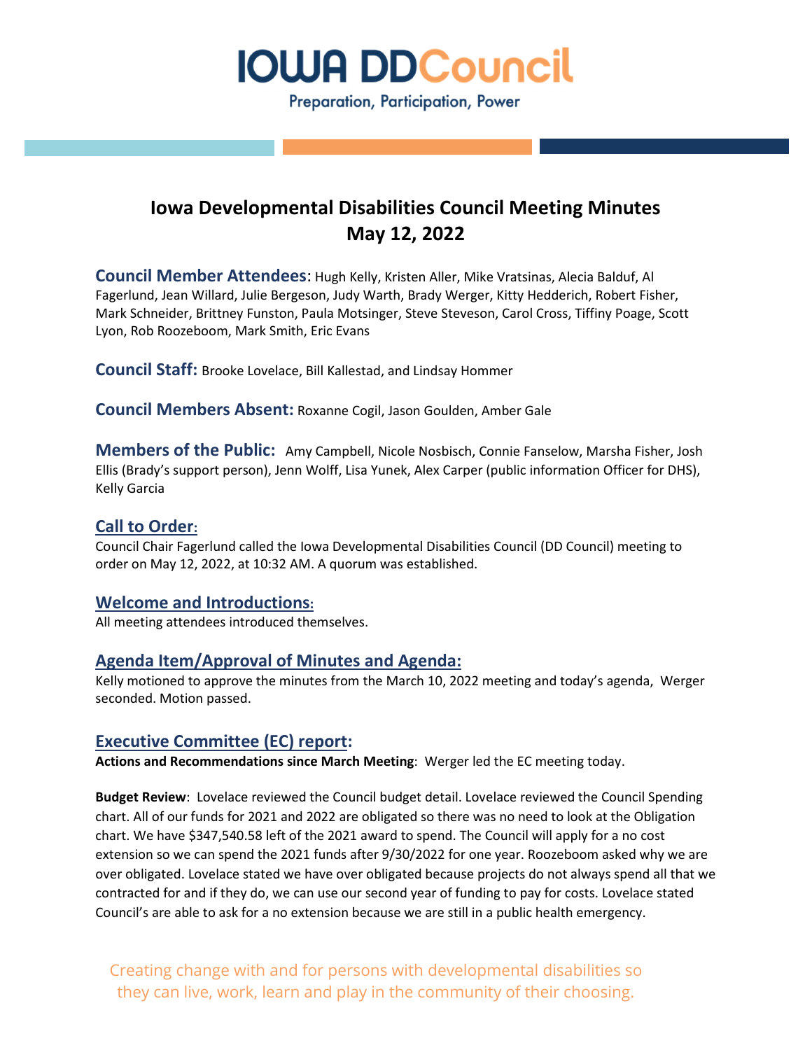# IOWA DDCouncil

Preparation, Participation, Power

## Iowa Developmental Disabilities Council Meeting Minutes May 12, 2022

**Council Member Attendees**: Hugh Kelly, Kristen Aller, Mike Vratsinas, Alecia Balduf, Al Fagerlund, Jean Willard, Julie Bergeson, Judy Warth, Brady Werger, Kitty Hedderich, Robert Fisher, Mark Schneider, Brittney Funston, Paula Motsinger, Steve Steveson, Carol Cross, Tiffiny Poage, Scott Lyon, Rob Roozeboom, Mark Smith, Eric Evans

**Council Staff:** Brooke Lovelace, Bill Kallestad, and Lindsay Hommer

**Council Members Absent:** Roxanne Cogil, Jason Goulden, Amber Gale

**Members of the Public:** Amy Campbell, Nicole Nosbisch, Connie Fanselow, Marsha Fisher, Josh Ellis (Brady's support person), Jenn Wolff, Lisa Yunek, Alex Carper (public information Officer for DHS), Kelly Garcia

### Call to Order:

Council Chair Fagerlund called the Iowa Developmental Disabilities Council (DD Council) meeting to order on May 12, 2022, at 10:32 AM. A quorum was established.

### Welcome and Introductions:

All meeting attendees introduced themselves.

### Agenda Item/Approval of Minutes and Agenda:

Kelly motioned to approve the minutes from the March 10, 2022 meeting and today's agenda, Werger seconded. Motion passed.

### Executive Committee (EC) report:

**Actions and Recommendations since March Meeting**: Werger led the EC meeting today.

**Budget Review**: Lovelace reviewed the Council budget detail. Lovelace reviewed the Council Spending chart. All of our funds for 2021 and 2022 are obligated so there was no need to look at the Obligation chart. We have $347,540.58 left of the 2021 award to spend. The Council will apply for a no cost extension so we can spend the 2021 funds after 9/30/2022 for one year. Roozeboom asked why we are over obligated. Lovelace stated we have over obligated because projects do not always spend all that we contracted for and if they do, we can use our second year of funding to pay for costs. Lovelace stated Council's are able to ask for a no extension because we are still in a public health emergency.

Creating change with and for persons with developmental disabilities so they can live, work, learn and play in the community of their choosing.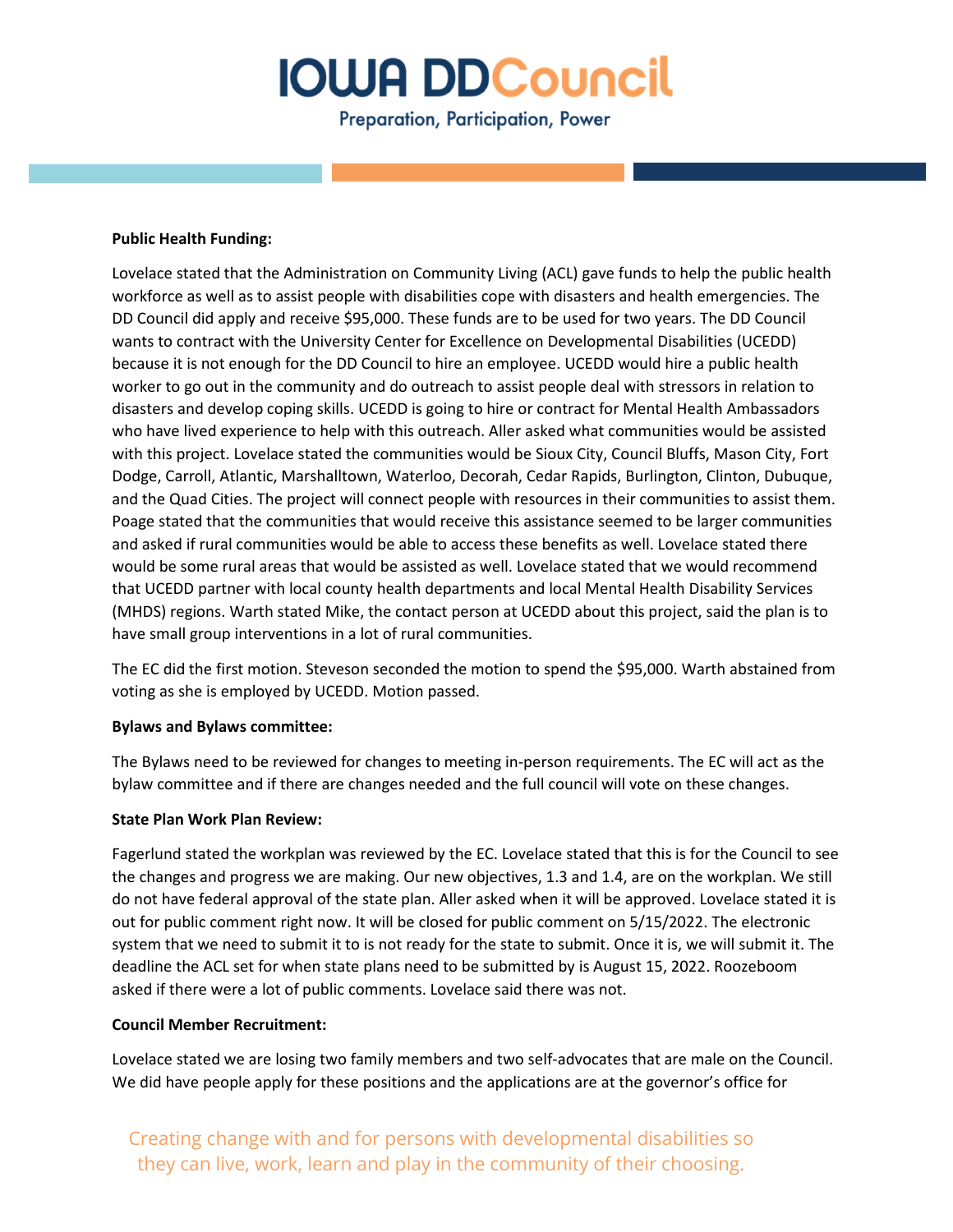**Public Health Funding:**

Lovelace stated that the Administration on Community Living (ACL) gave funds to help the public health workforce as well as to assist people with disabilities cope with disasters and health emergencies. The DD Council did apply and receive $95,000. These funds are to be used for two years. The DD Council wants to contract with the University Center for Excellence on Developmental Disabilities (UCEDD) because it is not enough for the DD Council to hire an employee. UCEDD would hire a public health worker to go out in the community and do outreach to assist people deal with stressors in relation to disasters and develop coping skills. UCEDD is going to hire or contract for Mental Health Ambassadors who have lived experience to help with this outreach. Aller asked what communities would be assisted with this project. Lovelace stated the communities would be Sioux City, Council Bluffs, Mason City, Fort Dodge, Carroll, Atlantic, Marshalltown, Waterloo, Decorah, Cedar Rapids, Burlington, Clinton, Dubuque, and the Quad Cities. The project will connect people with resources in their communities to assist them. Poage stated that the communities that would receive this assistance seemed to be larger communities and asked if rural communities would be able to access these benefits as well. Lovelace stated there would be some rural areas that would be assisted as well. Lovelace stated that we would recommend that UCEDD partner with local county health departments and local Mental Health Disability Services (MHDS) regions. Warth stated Mike, the contact person at UCEDD about this project, said the plan is to have small group interventions in a lot of rural communities.

The EC did the first motion. Steveson seconded the motion to spend the $95,000. Warth abstained from voting as she is employed by UCEDD. Motion passed.

**Bylaws and Bylaws committee:**

The Bylaws need to be reviewed for changes to meeting in-person requirements. The EC will act as the bylaw committee and if there are changes needed and the full council will vote on these changes.

**State Plan Work Plan Review:**

Fagerlund stated the workplan was reviewed by the EC. Lovelace stated that this is for the Council to see the changes and progress we are making. Our new objectives, 1.3 and 1.4, are on the workplan. We still do not have federal approval of the state plan. Aller asked when it will be approved. Lovelace stated it is out for public comment right now. It will be closed for public comment on 5/15/2022. The electronic system that we need to submit it to is not ready for the state to submit. Once it is, we will submit it. The deadline the ACL set for when state plans need to be submitted by is August 15, 2022. Roozeboom asked if there were a lot of public comments. Lovelace said there was not.

**Council Member Recruitment:**

Lovelace stated we are losing two family members and two self-advocates that are male on the Council. We did have people apply for these positions and the applications are at the governor's office for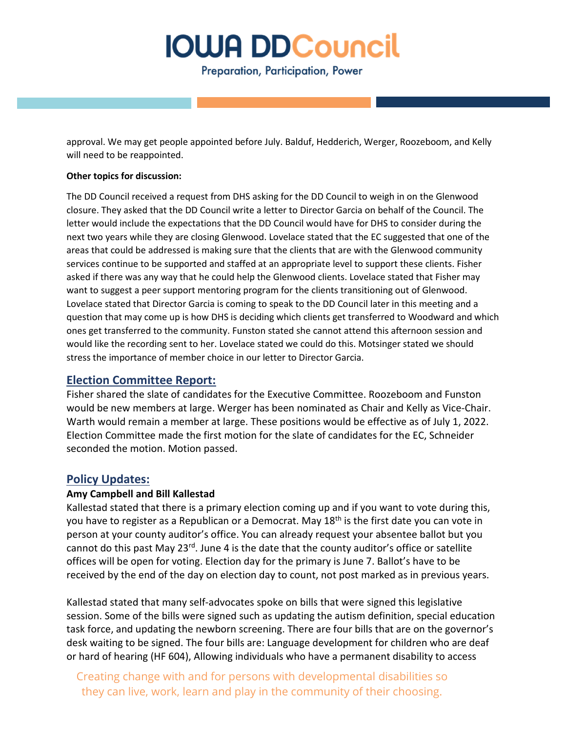approval. We may get people appointed before July. Balduf, Hedderich, Werger, Roozeboom, and Kelly will need to be reappointed.

**Other topics for discussion:**

The DD Council received a request from DHS asking for the DD Council to weigh in on the Glenwood closure. They asked that the DD Council write a letter to Director Garcia on behalf of the Council. The letter would include the expectations that the DD Council would have for DHS to consider during the next two years while they are closing Glenwood. Lovelace stated that the EC suggested that one of the areas that could be addressed is making sure that the clients that are with the Glenwood community services continue to be supported and staffed at an appropriate level to support these clients. Fisher asked if there was any way that he could help the Glenwood clients. Lovelace stated that Fisher may want to suggest a peer support mentoring program for the clients transitioning out of Glenwood. Lovelace stated that Director Garcia is coming to speak to the DD Council later in this meeting and a question that may come up is how DHS is deciding which clients get transferred to Woodward and which ones get transferred to the community. Funston stated she cannot attend this afternoon session and would like the recording sent to her. Lovelace stated we could do this. Motsinger stated we should stress the importance of member choice in our letter to Director Garcia.

## Election Committee Report:

Fisher shared the slate of candidates for the Executive Committee. Roozeboom and Funston would be new members at large. Werger has been nominated as Chair and Kelly as Vice-Chair. Warth would remain a member at large. These positions would be effective as of July 1, 2022. Election Committee made the first motion for the slate of candidates for the EC, Schneider seconded the motion. Motion passed.

## Policy Updates:

**Amy Campbell and Bill Kallestad**

Kallestad stated that there is a primary election coming up and if you want to vote during this, you have to register as a Republican or a Democrat. May 18th is the first date you can vote in person at your county auditor's office. You can already request your absentee ballot but you cannot do this past May 23rd. June 4 is the date that the county auditor's office or satellite offices will be open for voting. Election day for the primary is June 7. Ballot's have to be received by the end of the day on election day to count, not post marked as in previous years.

Kallestad stated that many self-advocates spoke on bills that were signed this legislative session. Some of the bills were signed such as updating the autism definition, special education task force, and updating the newborn screening. There are four bills that are on the governor's desk waiting to be signed. The four bills are: Language development for children who are deaf or hard of hearing (HF 604), Allowing individuals who have a permanent disability to access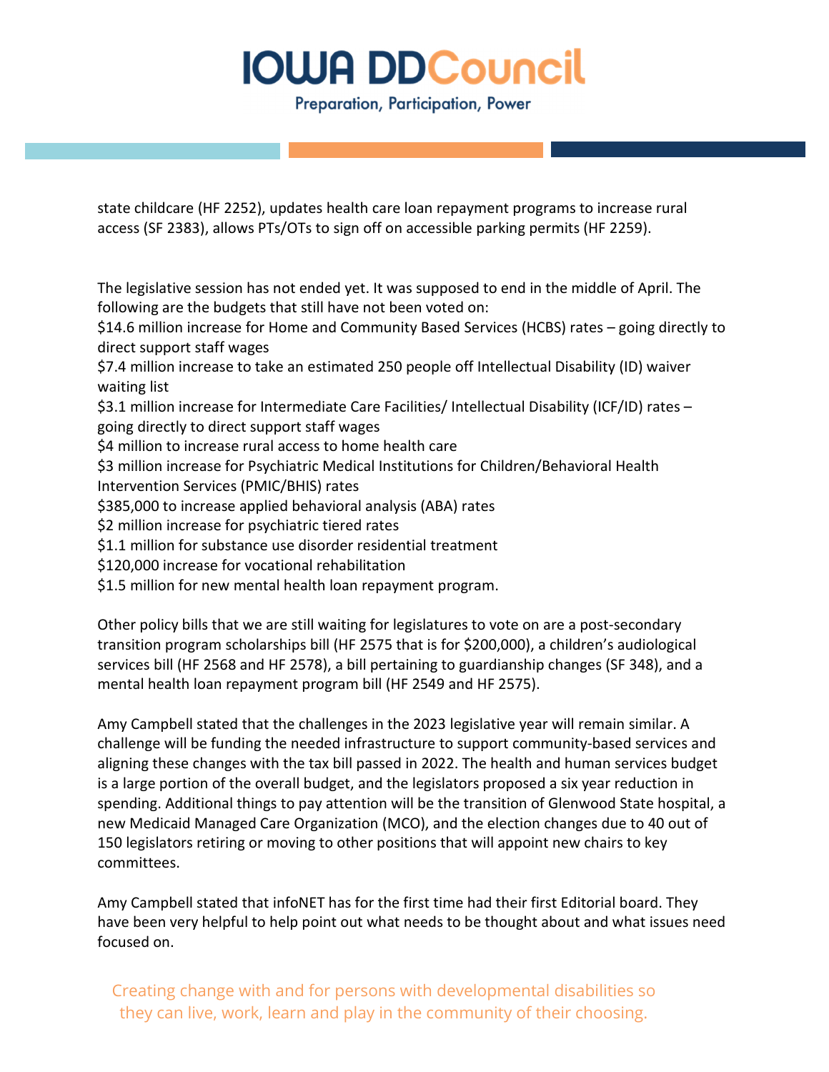state childcare (HF 2252), updates health care loan repayment programs to increase rural access (SF 2383), allows PTs/OTs to sign off on accessible parking permits (HF 2259).

The legislative session has not ended yet. It was supposed to end in the middle of April. The following are the budgets that still have not been voted on:
$14.6 million increase for Home and Community Based Services (HCBS) rates – going directly to direct support staff wages
$7.4 million increase to take an estimated 250 people off Intellectual Disability (ID) waiver waiting list
$3.1 million increase for Intermediate Care Facilities/ Intellectual Disability (ICF/ID) rates – going directly to direct support staff wages
$4 million to increase rural access to home health care
$3 million increase for Psychiatric Medical Institutions for Children/Behavioral Health Intervention Services (PMIC/BHIS) rates
$385,000 to increase applied behavioral analysis (ABA) rates
$2 million increase for psychiatric tiered rates
$1.1 million for substance use disorder residential treatment
$120,000 increase for vocational rehabilitation
$1.5 million for new mental health loan repayment program.

Other policy bills that we are still waiting for legislatures to vote on are a post-secondary transition program scholarships bill (HF 2575 that is for $200,000), a children's audiological services bill (HF 2568 and HF 2578), a bill pertaining to guardianship changes (SF 348), and a mental health loan repayment program bill (HF 2549 and HF 2575).

Amy Campbell stated that the challenges in the 2023 legislative year will remain similar. A challenge will be funding the needed infrastructure to support community-based services and aligning these changes with the tax bill passed in 2022. The health and human services budget is a large portion of the overall budget, and the legislators proposed a six year reduction in spending. Additional things to pay attention will be the transition of Glenwood State hospital, a new Medicaid Managed Care Organization (MCO), and the election changes due to 40 out of 150 legislators retiring or moving to other positions that will appoint new chairs to key committees.

Amy Campbell stated that infoNET has for the first time had their first Editorial board. They have been very helpful to help point out what needs to be thought about and what issues need focused on.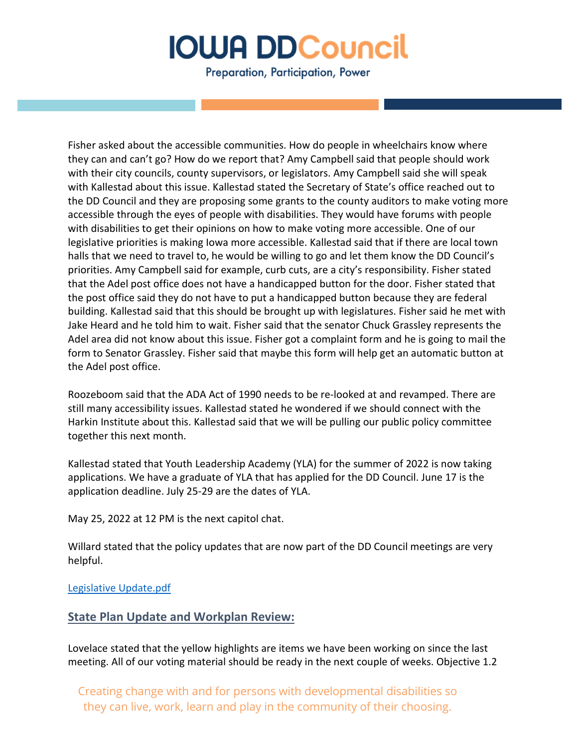Fisher asked about the accessible communities. How do people in wheelchairs know where they can and can't go? How do we report that? Amy Campbell said that people should work with their city councils, county supervisors, or legislators. Amy Campbell said she will speak with Kallestad about this issue. Kallestad stated the Secretary of State's office reached out to the DD Council and they are proposing some grants to the county auditors to make voting more accessible through the eyes of people with disabilities. They would have forums with people with disabilities to get their opinions on how to make voting more accessible. One of our legislative priorities is making Iowa more accessible. Kallestad said that if there are local town halls that we need to travel to, he would be willing to go and let them know the DD Council's priorities. Amy Campbell said for example, curb cuts, are a city's responsibility. Fisher stated that the Adel post office does not have a handicapped button for the door. Fisher stated that the post office said they do not have to put a handicapped button because they are federal building. Kallestad said that this should be brought up with legislatures. Fisher said he met with Jake Heard and he told him to wait. Fisher said that the senator Chuck Grassley represents the Adel area did not know about this issue. Fisher got a complaint form and he is going to mail the form to Senator Grassley. Fisher said that maybe this form will help get an automatic button at the Adel post office.

Roozeboom said that the ADA Act of 1990 needs to be re-looked at and revamped. There are still many accessibility issues. Kallestad stated he wondered if we should connect with the Harkin Institute about this. Kallestad said that we will be pulling our public policy committee together this next month.

Kallestad stated that Youth Leadership Academy (YLA) for the summer of 2022 is now taking applications. We have a graduate of YLA that has applied for the DD Council. June 17 is the application deadline. July 25-29 are the dates of YLA.

May 25, 2022 at 12 PM is the next capitol chat.

Willard stated that the policy updates that are now part of the DD Council meetings are very helpful.

[Legislative Update.pdf]

## State Plan Update and Workplan Review:

Lovelace stated that the yellow highlights are items we have been working on since the last meeting. All of our voting material should be ready in the next couple of weeks. Objective 1.2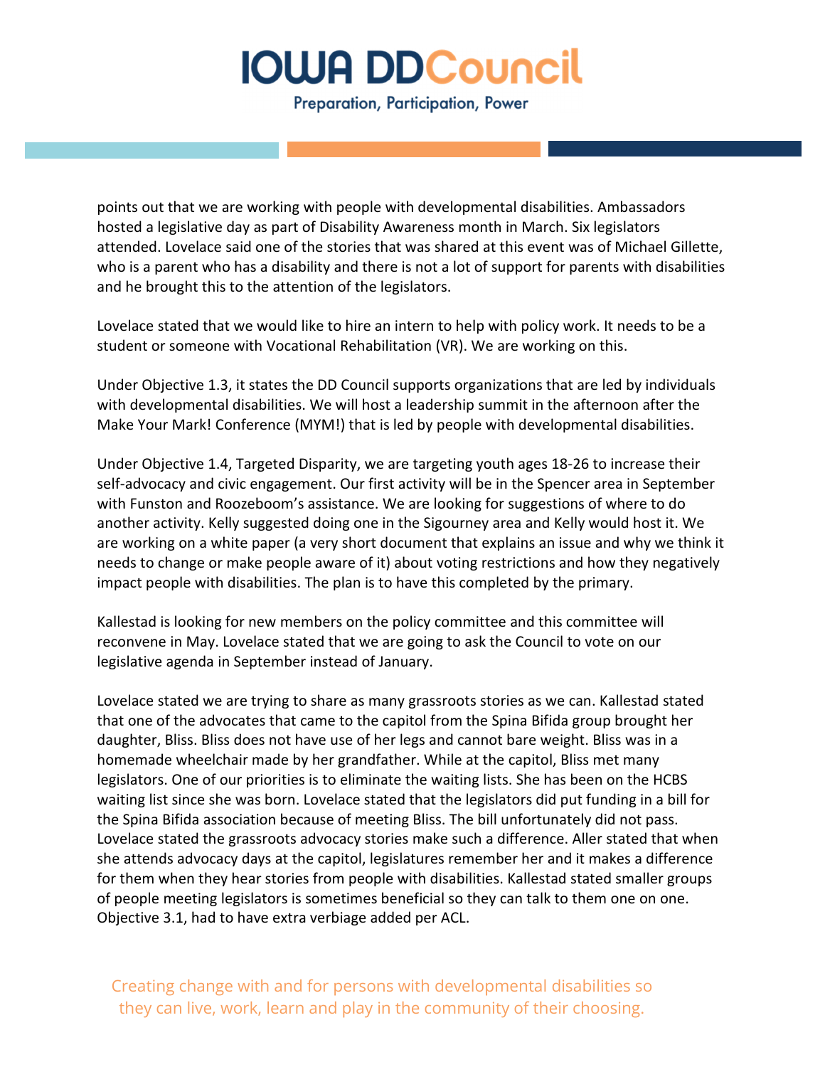points out that we are working with people with developmental disabilities. Ambassadors hosted a legislative day as part of Disability Awareness month in March. Six legislators attended. Lovelace said one of the stories that was shared at this event was of Michael Gillette, who is a parent who has a disability and there is not a lot of support for parents with disabilities and he brought this to the attention of the legislators.

Lovelace stated that we would like to hire an intern to help with policy work. It needs to be a student or someone with Vocational Rehabilitation (VR). We are working on this.

Under Objective 1.3, it states the DD Council supports organizations that are led by individuals with developmental disabilities. We will host a leadership summit in the afternoon after the Make Your Mark! Conference (MYM!) that is led by people with developmental disabilities.

Under Objective 1.4, Targeted Disparity, we are targeting youth ages 18-26 to increase their self-advocacy and civic engagement. Our first activity will be in the Spencer area in September with Funston and Roozeboom's assistance. We are looking for suggestions of where to do another activity. Kelly suggested doing one in the Sigourney area and Kelly would host it. We are working on a white paper (a very short document that explains an issue and why we think it needs to change or make people aware of it) about voting restrictions and how they negatively impact people with disabilities. The plan is to have this completed by the primary.

Kallestad is looking for new members on the policy committee and this committee will reconvene in May. Lovelace stated that we are going to ask the Council to vote on our legislative agenda in September instead of January.

Lovelace stated we are trying to share as many grassroots stories as we can. Kallestad stated that one of the advocates that came to the capitol from the Spina Bifida group brought her daughter, Bliss. Bliss does not have use of her legs and cannot bare weight. Bliss was in a homemade wheelchair made by her grandfather. While at the capitol, Bliss met many legislators. One of our priorities is to eliminate the waiting lists. She has been on the HCBS waiting list since she was born. Lovelace stated that the legislators did put funding in a bill for the Spina Bifida association because of meeting Bliss. The bill unfortunately did not pass. Lovelace stated the grassroots advocacy stories make such a difference. Aller stated that when she attends advocacy days at the capitol, legislatures remember her and it makes a difference for them when they hear stories from people with disabilities. Kallestad stated smaller groups of people meeting legislators is sometimes beneficial so they can talk to them one on one. Objective 3.1, had to have extra verbiage added per ACL.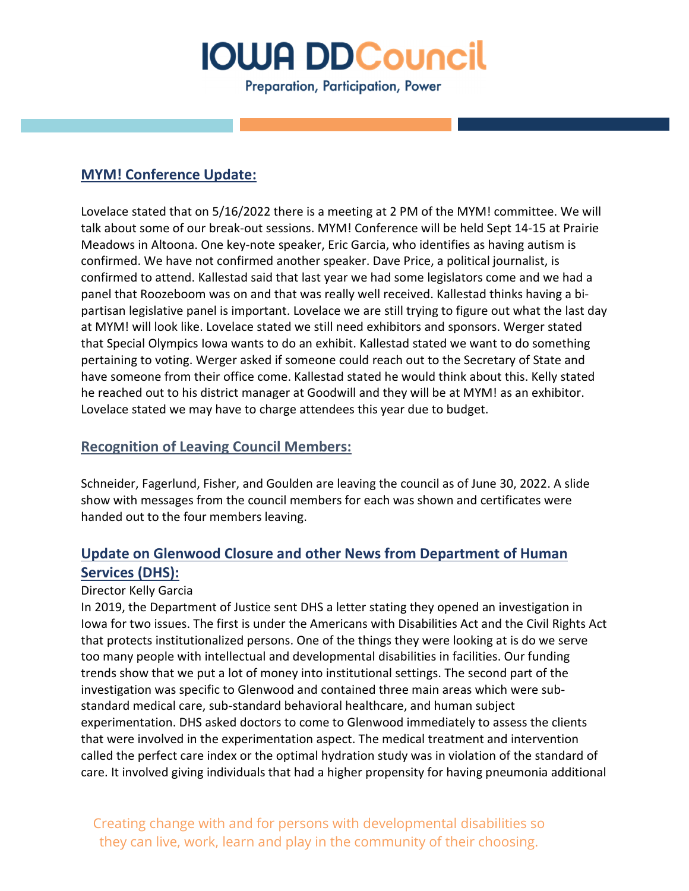## MYM! Conference Update:

Lovelace stated that on 5/16/2022 there is a meeting at 2 PM of the MYM! committee. We will talk about some of our break-out sessions. MYM! Conference will be held Sept 14-15 at Prairie Meadows in Altoona. One key-note speaker, Eric Garcia, who identifies as having autism is confirmed. We have not confirmed another speaker. Dave Price, a political journalist, is confirmed to attend. Kallestad said that last year we had some legislators come and we had a panel that Roozeboom was on and that was really well received. Kallestad thinks having a bi-partisan legislative panel is important. Lovelace we are still trying to figure out what the last day at MYM! will look like. Lovelace stated we still need exhibitors and sponsors. Werger stated that Special Olympics Iowa wants to do an exhibit. Kallestad stated we want to do something pertaining to voting. Werger asked if someone could reach out to the Secretary of State and have someone from their office come. Kallestad stated he would think about this. Kelly stated he reached out to his district manager at Goodwill and they will be at MYM! as an exhibitor. Lovelace stated we may have to charge attendees this year due to budget.

## Recognition of Leaving Council Members:

Schneider, Fagerlund, Fisher, and Goulden are leaving the council as of June 30, 2022. A slide show with messages from the council members for each was shown and certificates were handed out to the four members leaving.

## Update on Glenwood Closure and other News from Department of Human Services (DHS):

Director Kelly Garcia
In 2019, the Department of Justice sent DHS a letter stating they opened an investigation in Iowa for two issues. The first is under the Americans with Disabilities Act and the Civil Rights Act that protects institutionalized persons. One of the things they were looking at is do we serve too many people with intellectual and developmental disabilities in facilities. Our funding trends show that we put a lot of money into institutional settings. The second part of the investigation was specific to Glenwood and contained three main areas which were sub-standard medical care, sub-standard behavioral healthcare, and human subject experimentation. DHS asked doctors to come to Glenwood immediately to assess the clients that were involved in the experimentation aspect. The medical treatment and intervention called the perfect care index or the optimal hydration study was in violation of the standard of care. It involved giving individuals that had a higher propensity for having pneumonia additional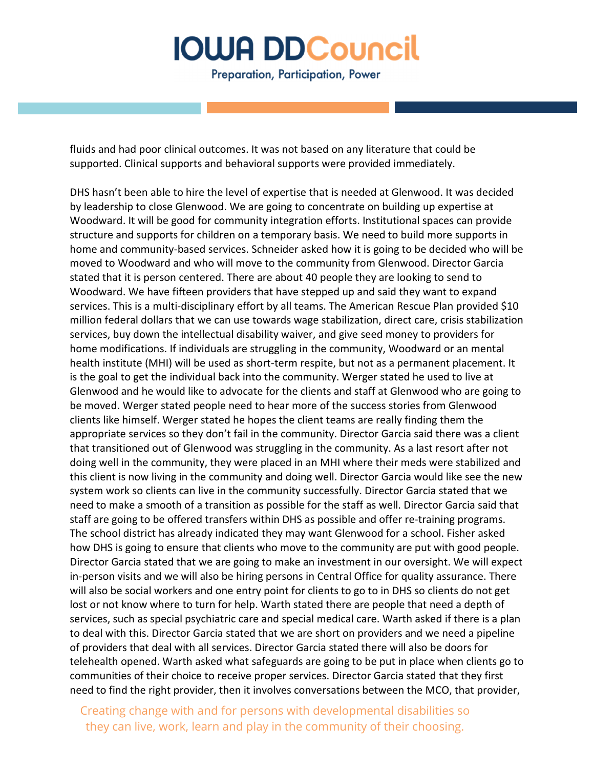fluids and had poor clinical outcomes. It was not based on any literature that could be supported. Clinical supports and behavioral supports were provided immediately.

DHS hasn't been able to hire the level of expertise that is needed at Glenwood. It was decided by leadership to close Glenwood. We are going to concentrate on building up expertise at Woodward. It will be good for community integration efforts. Institutional spaces can provide structure and supports for children on a temporary basis. We need to build more supports in home and community-based services. Schneider asked how it is going to be decided who will be moved to Woodward and who will move to the community from Glenwood. Director Garcia stated that it is person centered. There are about 40 people they are looking to send to Woodward. We have fifteen providers that have stepped up and said they want to expand services. This is a multi-disciplinary effort by all teams. The American Rescue Plan provided $10 million federal dollars that we can use towards wage stabilization, direct care, crisis stabilization services, buy down the intellectual disability waiver, and give seed money to providers for home modifications. If individuals are struggling in the community, Woodward or an mental health institute (MHI) will be used as short-term respite, but not as a permanent placement. It is the goal to get the individual back into the community. Werger stated he used to live at Glenwood and he would like to advocate for the clients and staff at Glenwood who are going to be moved. Werger stated people need to hear more of the success stories from Glenwood clients like himself. Werger stated he hopes the client teams are really finding them the appropriate services so they don't fail in the community. Director Garcia said there was a client that transitioned out of Glenwood was struggling in the community. As a last resort after not doing well in the community, they were placed in an MHI where their meds were stabilized and this client is now living in the community and doing well. Director Garcia would like see the new system work so clients can live in the community successfully. Director Garcia stated that we need to make a smooth of a transition as possible for the staff as well. Director Garcia said that staff are going to be offered transfers within DHS as possible and offer re-training programs. The school district has already indicated they may want Glenwood for a school. Fisher asked how DHS is going to ensure that clients who move to the community are put with good people. Director Garcia stated that we are going to make an investment in our oversight. We will expect in-person visits and we will also be hiring persons in Central Office for quality assurance. There will also be social workers and one entry point for clients to go to in DHS so clients do not get lost or not know where to turn for help. Warth stated there are people that need a depth of services, such as special psychiatric care and special medical care. Warth asked if there is a plan to deal with this. Director Garcia stated that we are short on providers and we need a pipeline of providers that deal with all services. Director Garcia stated there will also be doors for telehealth opened. Warth asked what safeguards are going to be put in place when clients go to communities of their choice to receive proper services. Director Garcia stated that they first need to find the right provider, then it involves conversations between the MCO, that provider,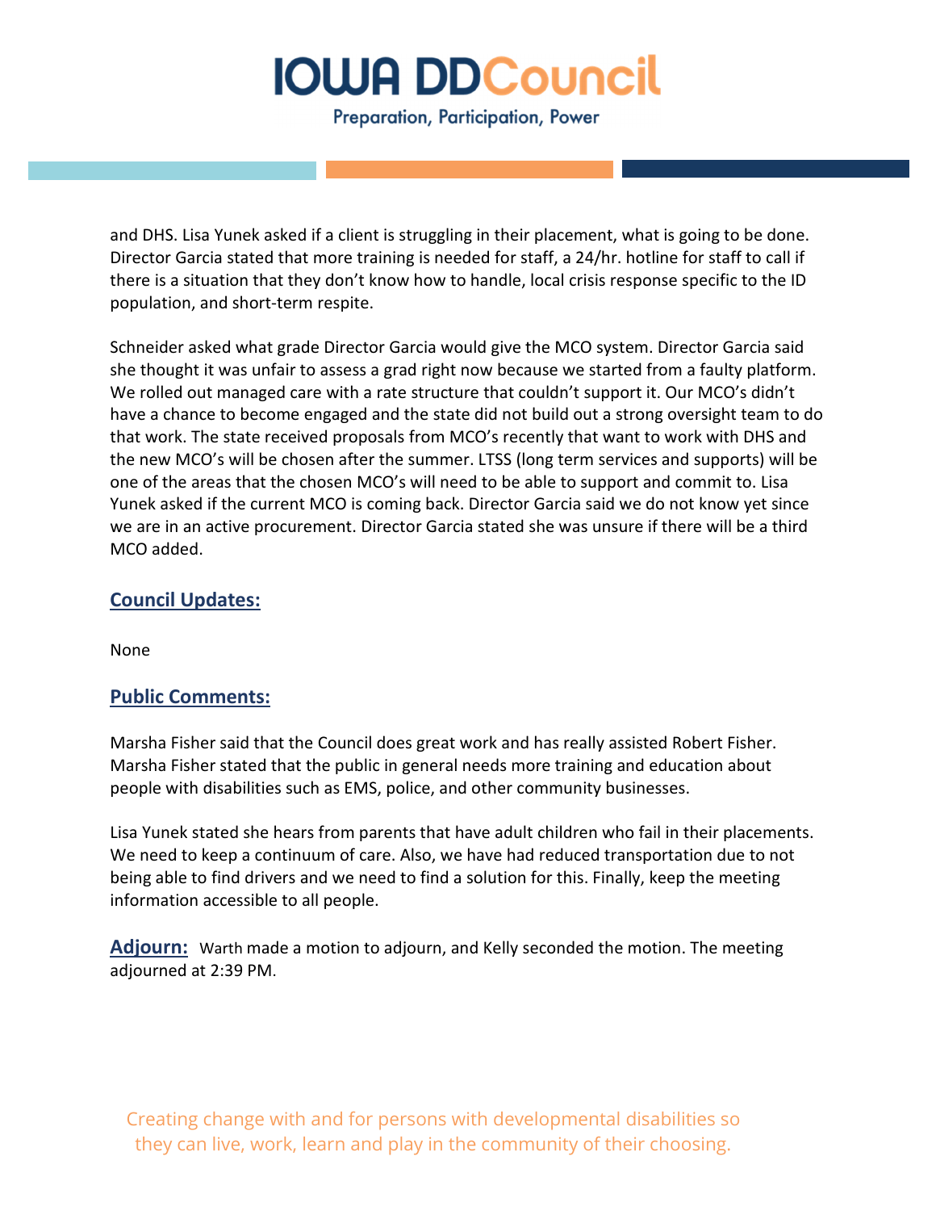and DHS. Lisa Yunek asked if a client is struggling in their placement, what is going to be done. Director Garcia stated that more training is needed for staff, a 24/hr. hotline for staff to call if there is a situation that they don't know how to handle, local crisis response specific to the ID population, and short-term respite.

Schneider asked what grade Director Garcia would give the MCO system. Director Garcia said she thought it was unfair to assess a grad right now because we started from a faulty platform. We rolled out managed care with a rate structure that couldn't support it. Our MCO's didn't have a chance to become engaged and the state did not build out a strong oversight team to do that work. The state received proposals from MCO's recently that want to work with DHS and the new MCO's will be chosen after the summer. LTSS (long term services and supports) will be one of the areas that the chosen MCO's will need to be able to support and commit to. Lisa Yunek asked if the current MCO is coming back. Director Garcia said we do not know yet since we are in an active procurement. Director Garcia stated she was unsure if there will be a third MCO added.

## Council Updates:

None

## Public Comments:

Marsha Fisher said that the Council does great work and has really assisted Robert Fisher. Marsha Fisher stated that the public in general needs more training and education about people with disabilities such as EMS, police, and other community businesses.

Lisa Yunek stated she hears from parents that have adult children who fail in their placements. We need to keep a continuum of care. Also, we have had reduced transportation due to not being able to find drivers and we need to find a solution for this. Finally, keep the meeting information accessible to all people.

## Adjourn:

Warth made a motion to adjourn, and Kelly seconded the motion. The meeting adjourned at 2:39 PM.